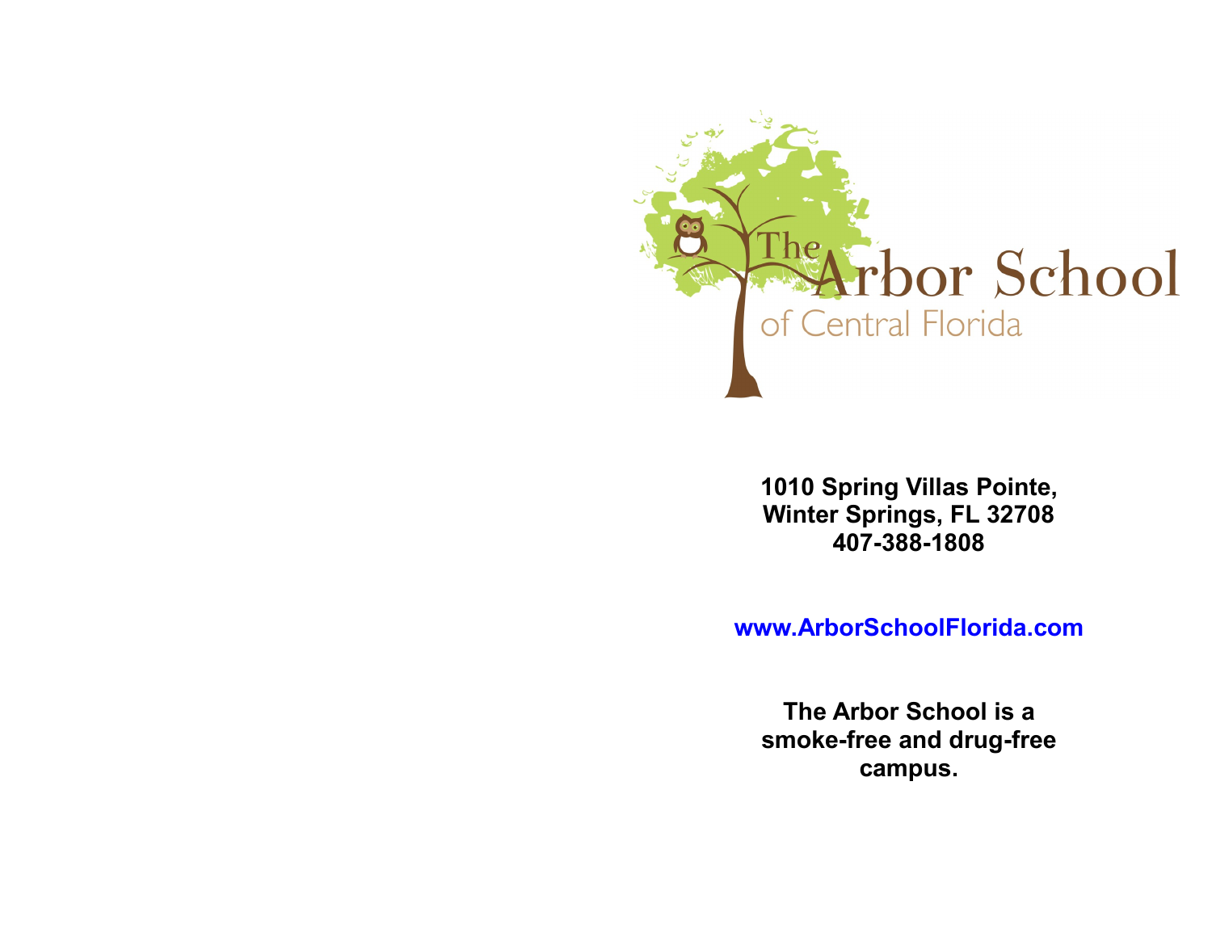# The Arbor School
## of Central Florida

**1010 Spring Villas Pointe,**
**Winter Springs, FL 32708**
**407-388-1808**

**www.ArborSchoolFlorida.com**

**The Arbor School is a smoke-free and drug-free campus.**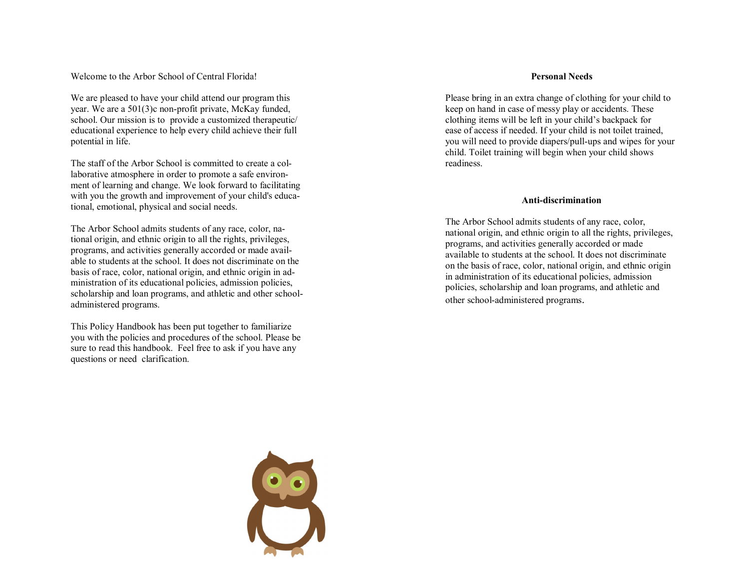Welcome to the Arbor School of Central Florida!

We are pleased to have your child attend our program this year. We are a 501(3)c non-profit private, McKay funded, school. Our mission is to provide a customized therapeutic/ educational experience to help every child achieve their full potential in life.

The staff of the Arbor School is committed to create a collaborative atmosphere in order to promote a safe environment of learning and change. We look forward to facilitating with you the growth and improvement of your child's educational, emotional, physical and social needs.

The Arbor School admits students of any race, color, national origin, and ethnic origin to all the rights, privileges, programs, and activities generally accorded or made available to students at the school. It does not discriminate on the basis of race, color, national origin, and ethnic origin in administration of its educational policies, admission policies, scholarship and loan programs, and athletic and other school-administered programs.

This Policy Handbook has been put together to familiarize you with the policies and procedures of the school. Please be sure to read this handbook. Feel free to ask if you have any questions or need clarification.

**Personal Needs**

Please bring in an extra change of clothing for your child to keep on hand in case of messy play or accidents. These clothing items will be left in your child's backpack for ease of access if needed. If your child is not toilet trained, you will need to provide diapers/pull-ups and wipes for your child. Toilet training will begin when your child shows readiness.

**Anti-discrimination**

The Arbor School admits students of any race, color, national origin, and ethnic origin to all the rights, privileges, programs, and activities generally accorded or made available to students at the school. It does not discriminate on the basis of race, color, national origin, and ethnic origin in administration of its educational policies, admission policies, scholarship and loan programs, and athletic and other school-administered programs.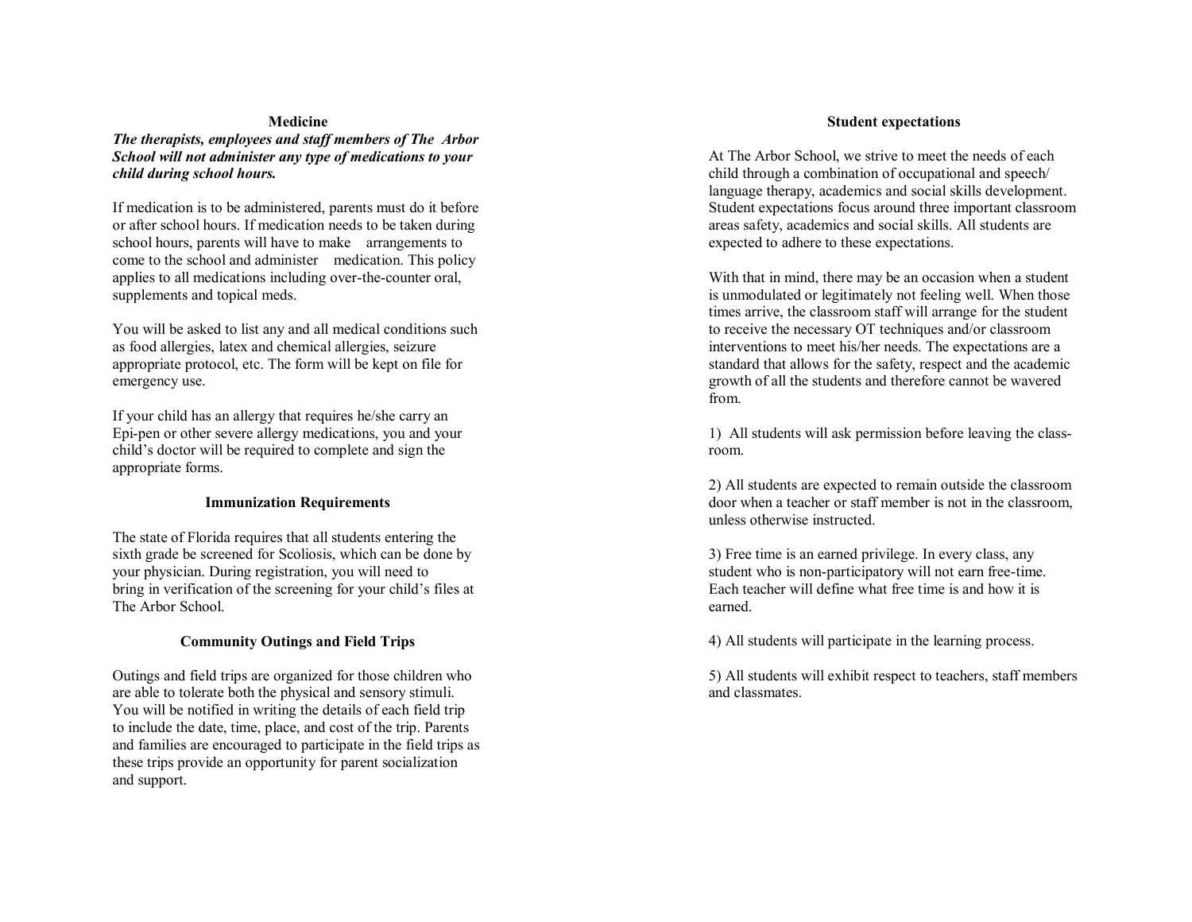## Medicine

***The therapists, employees and staff members of The Arbor School will not administer any type of medications to your child during school hours.***

If medication is to be administered, parents must do it before or after school hours. If medication needs to be taken during school hours, parents will have to make arrangements to come to the school and administer medication. This policy applies to all medications including over-the-counter oral, supplements and topical meds.

You will be asked to list any and all medical conditions such as food allergies, latex and chemical allergies, seizure appropriate protocol, etc. The form will be kept on file for emergency use.

If your child has an allergy that requires he/she carry an Epi-pen or other severe allergy medications, you and your child's doctor will be required to complete and sign the appropriate forms.

## Immunization Requirements

The state of Florida requires that all students entering the sixth grade be screened for Scoliosis, which can be done by your physician. During registration, you will need to bring in verification of the screening for your child's files at The Arbor School.

## Community Outings and Field Trips

Outings and field trips are organized for those children who are able to tolerate both the physical and sensory stimuli. You will be notified in writing the details of each field trip to include the date, time, place, and cost of the trip. Parents and families are encouraged to participate in the field trips as these trips provide an opportunity for parent socialization and support.

## Student expectations

At The Arbor School, we strive to meet the needs of each child through a combination of occupational and speech/ language therapy, academics and social skills development. Student expectations focus around three important classroom areas safety, academics and social skills. All students are expected to adhere to these expectations.

With that in mind, there may be an occasion when a student is unmodulated or legitimately not feeling well. When those times arrive, the classroom staff will arrange for the student to receive the necessary OT techniques and/or classroom interventions to meet his/her needs. The expectations are a standard that allows for the safety, respect and the academic growth of all the students and therefore cannot be wavered from.

1) All students will ask permission before leaving the classroom.

2) All students are expected to remain outside the classroom door when a teacher or staff member is not in the classroom, unless otherwise instructed.

3) Free time is an earned privilege. In every class, any student who is non-participatory will not earn free-time. Each teacher will define what free time is and how it is earned.

4) All students will participate in the learning process.

5) All students will exhibit respect to teachers, staff members and classmates.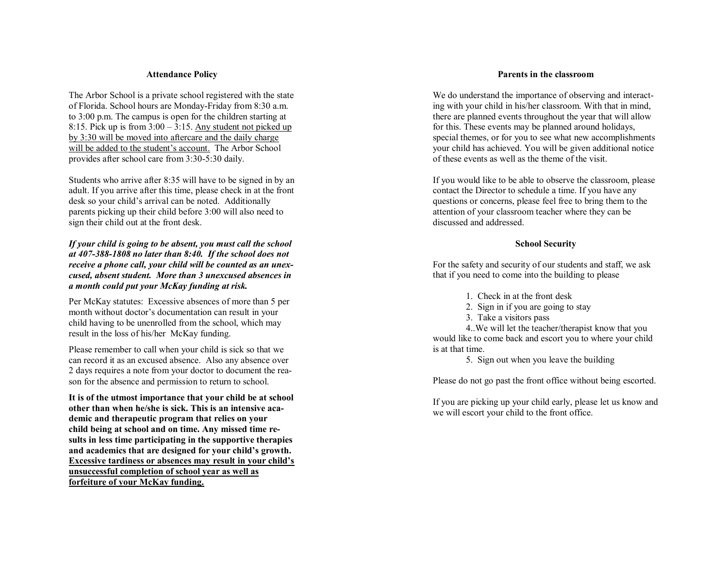### Attendance Policy

The Arbor School is a private school registered with the state of Florida. School hours are Monday-Friday from 8:30 a.m. to 3:00 p.m. The campus is open for the children starting at 8:15. Pick up is from 3:00 – 3:15. <u>Any student not picked up by 3:30 will be moved into aftercare and the daily charge will be added to the student's account.</u> The Arbor School provides after school care from 3:30-5:30 daily.

Students who arrive after 8:35 will have to be signed in by an adult. If you arrive after this time, please check in at the front desk so your child's arrival can be noted. Additionally parents picking up their child before 3:00 will also need to sign their child out at the front desk.

***If your child is going to be absent, you must call the school at 407-388-1808 no later than 8:40. If the school does not receive a phone call, your child will be counted as an unexcused, absent student. More than 3 unexcused absences in a month could put your McKay funding at risk.***

Per McKay statutes: Excessive absences of more than 5 per month without doctor's documentation can result in your child having to be unenrolled from the school, which may result in the loss of his/her McKay funding.

Please remember to call when your child is sick so that we can record it as an excused absence. Also any absence over 2 days requires a note from your doctor to document the reason for the absence and permission to return to school.

**It is of the utmost importance that your child be at school other than when he/she is sick. This is an intensive academic and therapeutic program that relies on your child being at school and on time. Any missed time results in less time participating in the supportive therapies and academics that are designed for your child's growth. <u>Excessive tardiness or absences may result in your child's unsuccessful completion of school year as well as forfeiture of your McKay funding.</u>**

### Parents in the classroom

We do understand the importance of observing and interacting with your child in his/her classroom. With that in mind, there are planned events throughout the year that will allow for this. These events may be planned around holidays, special themes, or for you to see what new accomplishments your child has achieved. You will be given additional notice of these events as well as the theme of the visit.

If you would like to be able to observe the classroom, please contact the Director to schedule a time. If you have any questions or concerns, please feel free to bring them to the attention of your classroom teacher where they can be discussed and addressed.

### School Security

For the safety and security of our students and staff, we ask that if you need to come into the building to please

1. Check in at the front desk
2. Sign in if you are going to stay
3. Take a visitors pass
4. We will let the teacher/therapist know that you would like to come back and escort you to where your child is at that time.
5. Sign out when you leave the building

Please do not go past the front office without being escorted.

If you are picking up your child early, please let us know and we will escort your child to the front office.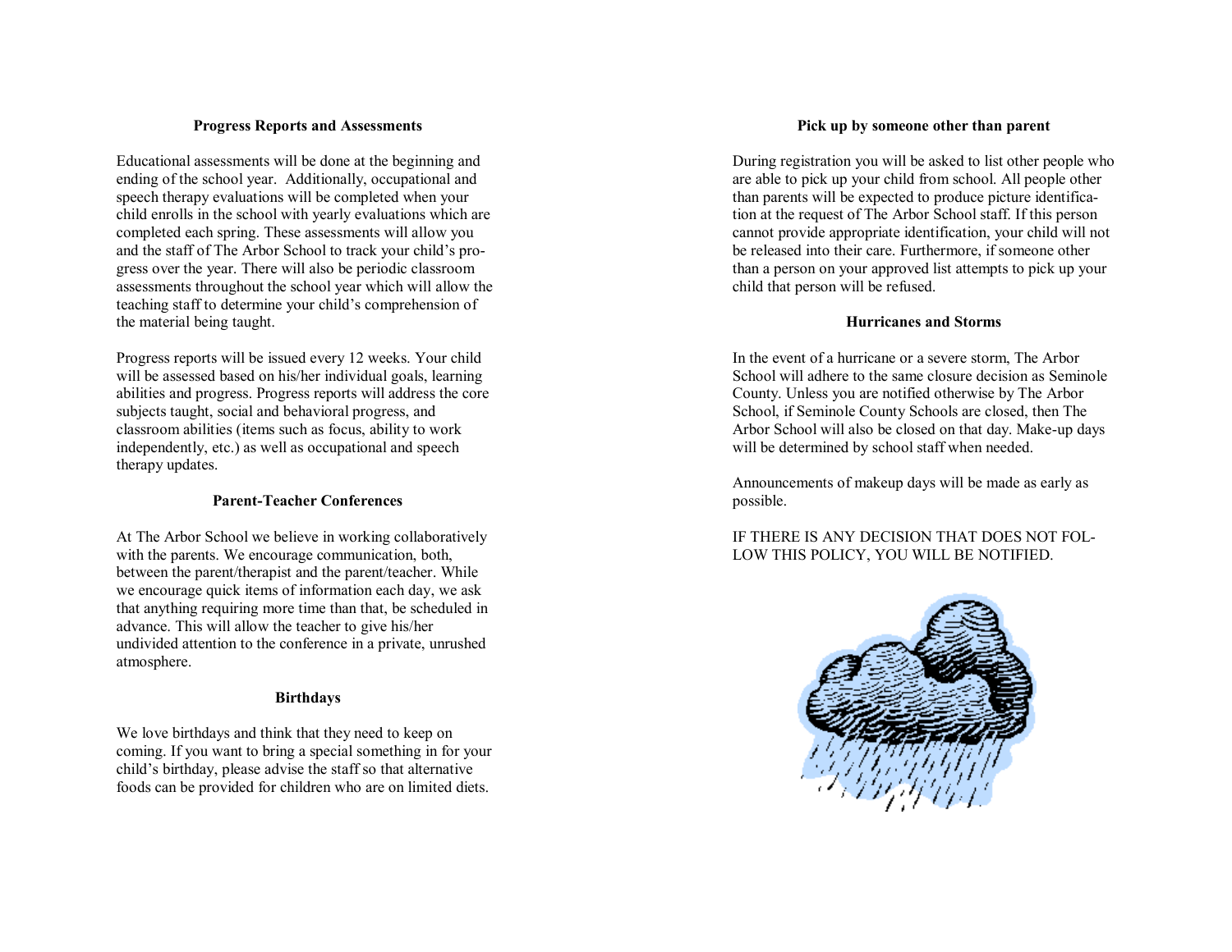### Progress Reports and Assessments

Educational assessments will be done at the beginning and ending of the school year. Additionally, occupational and speech therapy evaluations will be completed when your child enrolls in the school with yearly evaluations which are completed each spring. These assessments will allow you and the staff of The Arbor School to track your child's progress over the year. There will also be periodic classroom assessments throughout the school year which will allow the teaching staff to determine your child's comprehension of the material being taught.

Progress reports will be issued every 12 weeks. Your child will be assessed based on his/her individual goals, learning abilities and progress. Progress reports will address the core subjects taught, social and behavioral progress, and classroom abilities (items such as focus, ability to work independently, etc.) as well as occupational and speech therapy updates.

### Parent-Teacher Conferences

At The Arbor School we believe in working collaboratively with the parents. We encourage communication, both, between the parent/therapist and the parent/teacher. While we encourage quick items of information each day, we ask that anything requiring more time than that, be scheduled in advance. This will allow the teacher to give his/her undivided attention to the conference in a private, unrushed atmosphere.

### Birthdays

We love birthdays and think that they need to keep on coming. If you want to bring a special something in for your child's birthday, please advise the staff so that alternative foods can be provided for children who are on limited diets.

### Pick up by someone other than parent

During registration you will be asked to list other people who are able to pick up your child from school. All people other than parents will be expected to produce picture identification at the request of The Arbor School staff. If this person cannot provide appropriate identification, your child will not be released into their care. Furthermore, if someone other than a person on your approved list attempts to pick up your child that person will be refused.

### Hurricanes and Storms

In the event of a hurricane or a severe storm, The Arbor School will adhere to the same closure decision as Seminole County. Unless you are notified otherwise by The Arbor School, if Seminole County Schools are closed, then The Arbor School will also be closed on that day. Make-up days will be determined by school staff when needed.

Announcements of makeup days will be made as early as possible.

IF THERE IS ANY DECISION THAT DOES NOT FOLLOW THIS POLICY, YOU WILL BE NOTIFIED.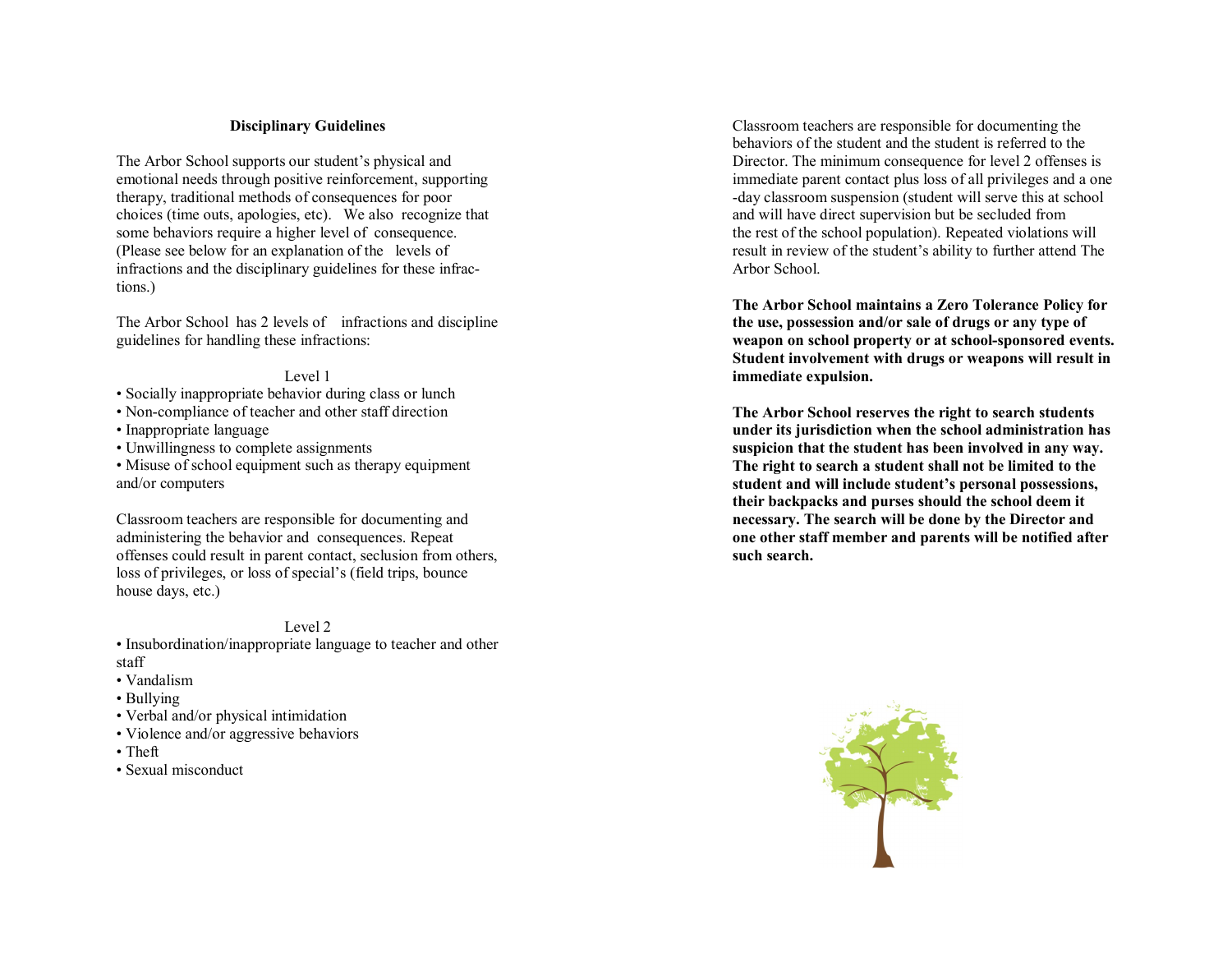## Disciplinary Guidelines

The Arbor School supports our student's physical and emotional needs through positive reinforcement, supporting therapy, traditional methods of consequences for poor choices (time outs, apologies, etc). We also recognize that some behaviors require a higher level of consequence. (Please see below for an explanation of the levels of infractions and the disciplinary guidelines for these infractions.)

The Arbor School has 2 levels of infractions and discipline guidelines for handling these infractions:

### Level 1

- Socially inappropriate behavior during class or lunch
- Non-compliance of teacher and other staff direction
- Inappropriate language
- Unwillingness to complete assignments
- Misuse of school equipment such as therapy equipment and/or computers

Classroom teachers are responsible for documenting and administering the behavior and consequences. Repeat offenses could result in parent contact, seclusion from others, loss of privileges, or loss of special's (field trips, bounce house days, etc.)

### Level 2

- Insubordination/inappropriate language to teacher and other staff
- Vandalism
- Bullying
- Verbal and/or physical intimidation
- Violence and/or aggressive behaviors
- Theft
- Sexual misconduct

Classroom teachers are responsible for documenting the behaviors of the student and the student is referred to the Director. The minimum consequence for level 2 offenses is immediate parent contact plus loss of all privileges and a one-day classroom suspension (student will serve this at school and will have direct supervision but be secluded from the rest of the school population). Repeated violations will result in review of the student's ability to further attend The Arbor School.

**The Arbor School maintains a Zero Tolerance Policy for the use, possession and/or sale of drugs or any type of weapon on school property or at school-sponsored events. Student involvement with drugs or weapons will result in immediate expulsion.**

**The Arbor School reserves the right to search students under its jurisdiction when the school administration has suspicion that the student has been involved in any way. The right to search a student shall not be limited to the student and will include student's personal possessions, their backpacks and purses should the school deem it necessary. The search will be done by the Director and one other staff member and parents will be notified after such search.**